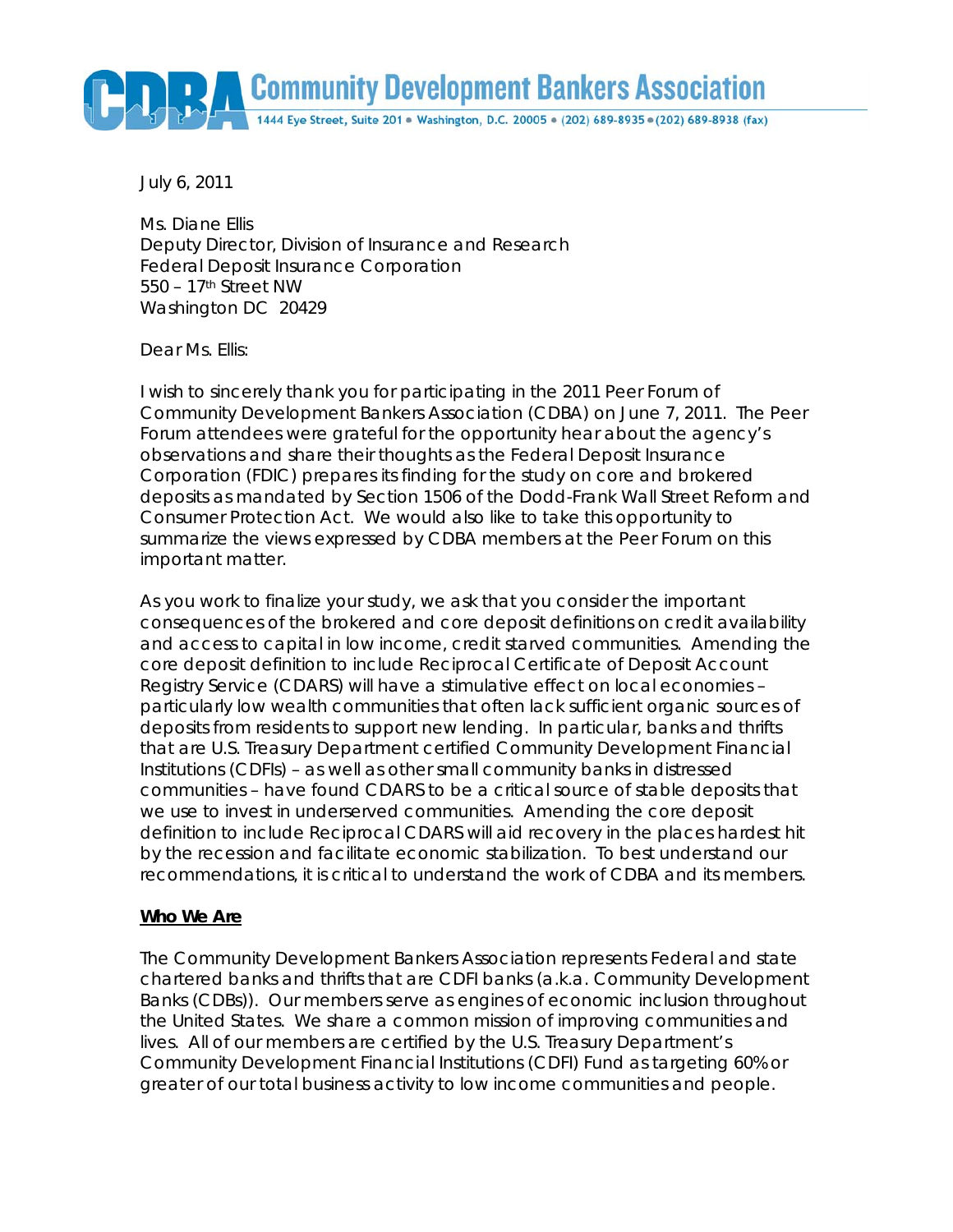# Community Development Bankers Association

1444 Eye Street, Suite 201 • Washington, D.C. 20005 • (202) 689-8935 • (202) 689-8938 (fax)

July 6, 2011

Ms. Diane Ellis
Deputy Director, Division of Insurance and Research
Federal Deposit Insurance Corporation
550 – 17th Street NW
Washington DC 20429

Dear Ms. Ellis:

I wish to sincerely thank you for participating in the 2011 Peer Forum of Community Development Bankers Association (CDBA) on June 7, 2011. The Peer Forum attendees were grateful for the opportunity hear about the agency's observations and share their thoughts as the Federal Deposit Insurance Corporation (FDIC) prepares its finding for the study on core and brokered deposits as mandated by Section 1506 of the Dodd-Frank Wall Street Reform and Consumer Protection Act. We would also like to take this opportunity to summarize the views expressed by CDBA members at the Peer Forum on this important matter.

As you work to finalize your study, we ask that you consider the important consequences of the brokered and core deposit definitions on credit availability and access to capital in low income, credit starved communities. Amending the core deposit definition to include Reciprocal Certificate of Deposit Account Registry Service (CDARS) will have a stimulative effect on local economies – particularly low wealth communities that often lack sufficient organic sources of deposits from residents to support new lending. In particular, banks and thrifts that are U.S. Treasury Department certified Community Development Financial Institutions (CDFIs) – as well as other small community banks in distressed communities – have found CDARS to be a critical source of stable deposits that we use to invest in underserved communities. Amending the core deposit definition to include Reciprocal CDARS will aid recovery in the places hardest hit by the recession and facilitate economic stabilization. To best understand our recommendations, it is critical to understand the work of CDBA and its members.

**Who We Are**

The Community Development Bankers Association represents Federal and state chartered banks and thrifts that are CDFI banks (a.k.a. Community Development Banks (CDBs)). Our members serve as engines of economic inclusion throughout the United States. We share a common mission of improving communities and lives. All of our members are certified by the U.S. Treasury Department's Community Development Financial Institutions (CDFI) Fund as targeting 60% or greater of our total business activity to low income communities and people.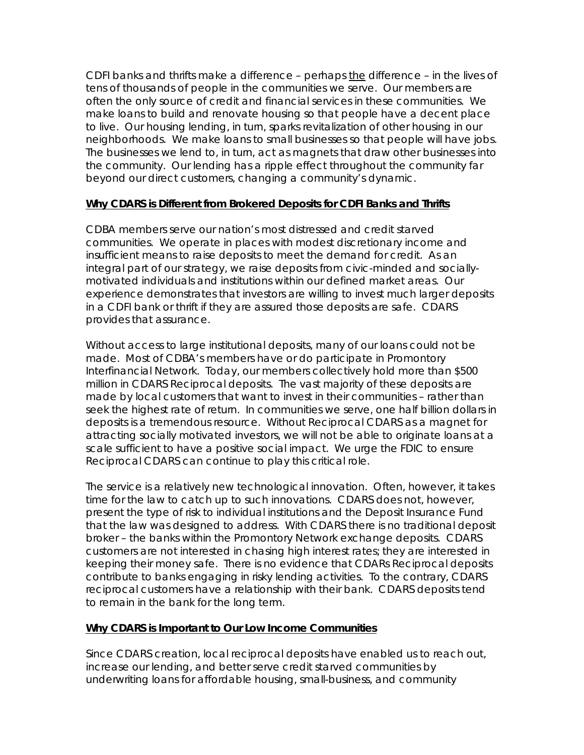CDFI banks and thrifts make a difference – perhaps <u>the</u> difference – in the lives of tens of thousands of people in the communities we serve. Our members are often the only source of credit and financial services in these communities. We make loans to build and renovate housing so that people have a decent place to live. Our housing lending, in turn, sparks revitalization of other housing in our neighborhoods. We make loans to small businesses so that people will have jobs. The businesses we lend to, in turn, act as magnets that draw other businesses into the community. Our lending has a ripple effect throughout the community far beyond our direct customers, changing a community's dynamic.

**<u>Why CDARS is Different from Brokered Deposits for CDFI Banks and Thrifts</u>**

CDBA members serve our nation's most distressed and credit starved communities. We operate in places with modest discretionary income and insufficient means to raise deposits to meet the demand for credit. As an integral part of our strategy, we raise deposits from civic-minded and socially-motivated individuals and institutions within our defined market areas. Our experience demonstrates that investors are willing to invest much larger deposits in a CDFI bank or thrift if they are assured those deposits are safe. CDARS provides that assurance.

Without access to large institutional deposits, many of our loans could not be made. Most of CDBA's members have or do participate in Promontory Interfinancial Network. Today, our members collectively hold more than $500 million in CDARS Reciprocal deposits. The vast majority of these deposits are made by local customers that want to invest in their communities – rather than seek the highest rate of return. In communities we serve, one half billion dollars in deposits is a tremendous resource. Without Reciprocal CDARS as a magnet for attracting socially motivated investors, we will not be able to originate loans at a scale sufficient to have a positive social impact. We urge the FDIC to ensure Reciprocal CDARS can continue to play this critical role.

The service is a relatively new technological innovation. Often, however, it takes time for the law to catch up to such innovations. CDARS does not, however, present the type of risk to individual institutions and the Deposit Insurance Fund that the law was designed to address. With CDARS there is no traditional deposit broker – the banks within the Promontory Network exchange deposits. CDARS customers are not interested in chasing high interest rates; they are interested in keeping their money safe. There is no evidence that CDARs Reciprocal deposits contribute to banks engaging in risky lending activities. To the contrary, CDARS reciprocal customers have a relationship with their bank. CDARS deposits tend to remain in the bank for the long term.

**<u>Why CDARS is Important to Our Low Income Communities</u>**

Since CDARS creation, local reciprocal deposits have enabled us to reach out, increase our lending, and better serve credit starved communities by underwriting loans for affordable housing, small-business, and community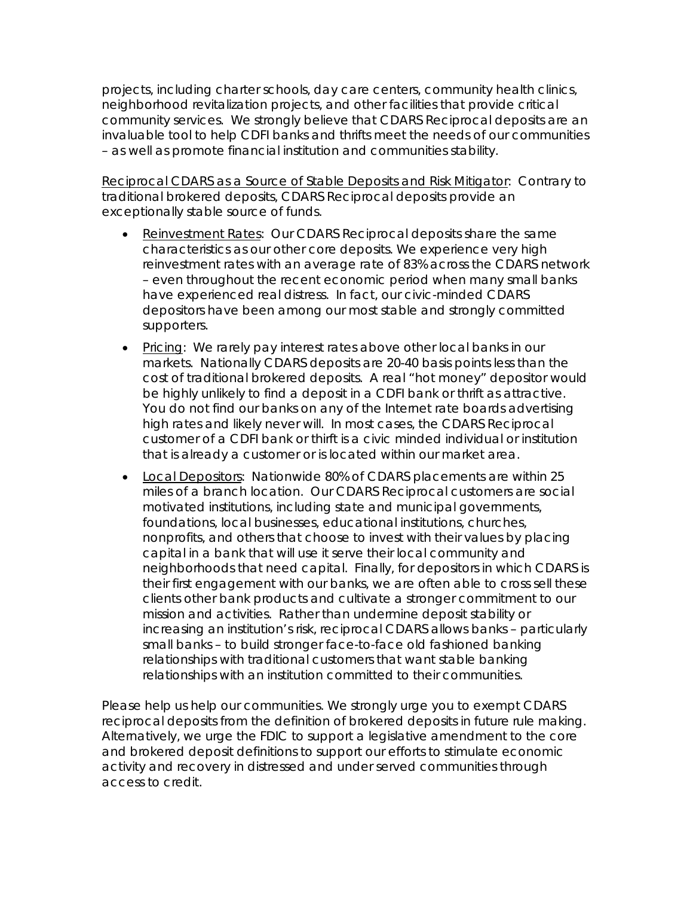projects, including charter schools, day care centers, community health clinics, neighborhood revitalization projects, and other facilities that provide critical community services. We strongly believe that CDARS Reciprocal deposits are an invaluable tool to help CDFI banks and thrifts meet the needs of our communities – as well as promote financial institution and communities stability.

Reciprocal CDARS as a Source of Stable Deposits and Risk Mitigator: Contrary to traditional brokered deposits, CDARS Reciprocal deposits provide an exceptionally stable source of funds.

- Reinvestment Rates: Our CDARS Reciprocal deposits share the same characteristics as our other core deposits. We experience very high reinvestment rates with an average rate of 83% across the CDARS network – even throughout the recent economic period when many small banks have experienced real distress. In fact, our civic-minded CDARS depositors have been among our most stable and strongly committed supporters.
- Pricing: We rarely pay interest rates above other local banks in our markets. Nationally CDARS deposits are 20-40 basis points less than the cost of traditional brokered deposits. A real "hot money" depositor would be highly unlikely to find a deposit in a CDFI bank or thrift as attractive. You do not find our banks on any of the Internet rate boards advertising high rates and likely never will. In most cases, the CDARS Reciprocal customer of a CDFI bank or thirft is a civic minded individual or institution that is already a customer or is located within our market area.
- Local Depositors: Nationwide 80% of CDARS placements are within 25 miles of a branch location. Our CDARS Reciprocal customers are social motivated institutions, including state and municipal governments, foundations, local businesses, educational institutions, churches, nonprofits, and others that choose to invest with their values by placing capital in a bank that will use it serve their local community and neighborhoods that need capital. Finally, for depositors in which CDARS is their first engagement with our banks, we are often able to cross sell these clients other bank products and cultivate a stronger commitment to our mission and activities. Rather than undermine deposit stability or increasing an institution's risk, reciprocal CDARS allows banks – particularly small banks – to build stronger face-to-face old fashioned banking relationships with traditional customers that want stable banking relationships with an institution committed to their communities.

Please help us help our communities. We strongly urge you to exempt CDARS reciprocal deposits from the definition of brokered deposits in future rule making. Alternatively, we urge the FDIC to support a legislative amendment to the core and brokered deposit definitions to support our efforts to stimulate economic activity and recovery in distressed and under served communities through access to credit.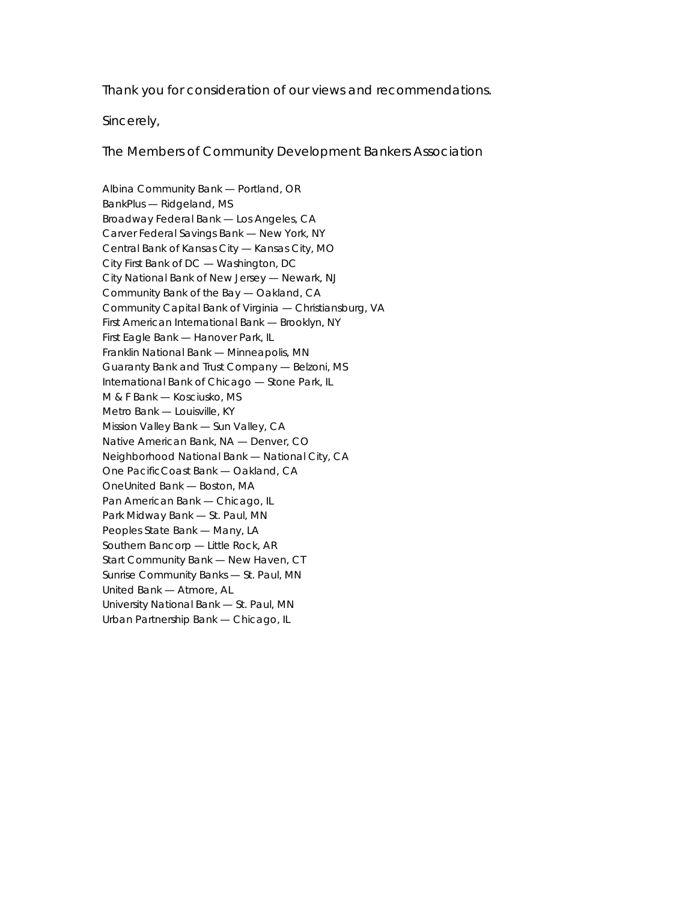Thank you for consideration of our views and recommendations.

Sincerely,

The Members of Community Development Bankers Association

Albina Community Bank — Portland, OR
BankPlus — Ridgeland, MS
Broadway Federal Bank — Los Angeles, CA
Carver Federal Savings Bank — New York, NY
Central Bank of Kansas City — Kansas City, MO
City First Bank of DC — Washington, DC
City National Bank of New Jersey — Newark, NJ
Community Bank of the Bay — Oakland, CA
Community Capital Bank of Virginia — Christiansburg, VA
First American International Bank — Brooklyn, NY
First Eagle Bank — Hanover Park, IL
Franklin National Bank — Minneapolis, MN
Guaranty Bank and Trust Company — Belzoni, MS
International Bank of Chicago — Stone Park, IL
M & F Bank — Kosciusko, MS
Metro Bank — Louisville, KY
Mission Valley Bank — Sun Valley, CA
Native American Bank, NA — Denver, CO
Neighborhood National Bank — National City, CA
One PacificCoast Bank — Oakland, CA
OneUnited Bank — Boston, MA
Pan American Bank — Chicago, IL
Park Midway Bank — St. Paul, MN
Peoples State Bank — Many, LA
Southern Bancorp — Little Rock, AR
Start Community Bank — New Haven, CT
Sunrise Community Banks — St. Paul, MN
United Bank — Atmore, AL
University National Bank — St. Paul, MN
Urban Partnership Bank — Chicago, IL